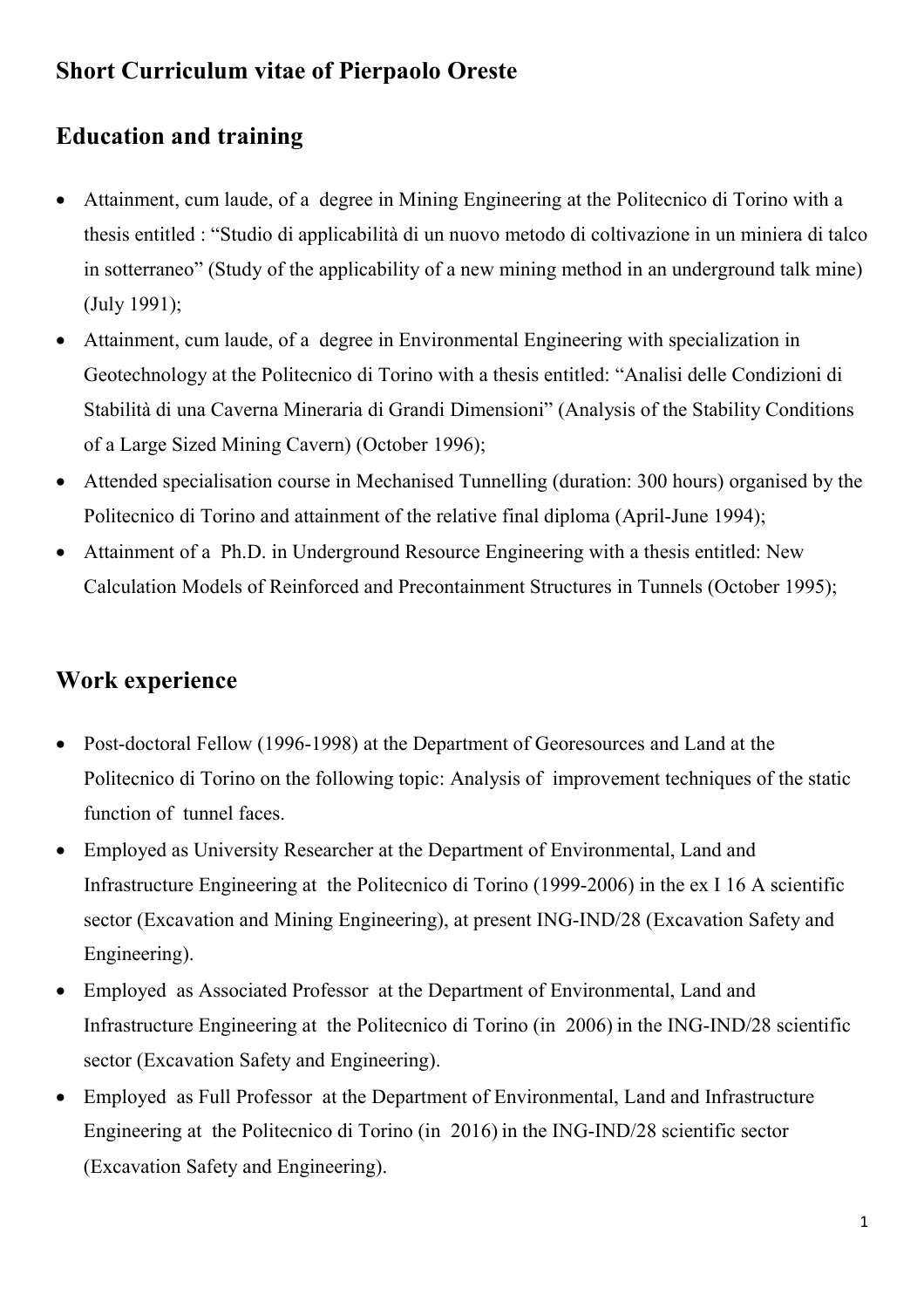# Short Curriculum vitae of Pierpaolo Oreste

## Education and training

- Attainment, cum laude, of a degree in Mining Engineering at the Politecnico di Torino with a thesis entitled : "Studio di applicabilità di un nuovo metodo di coltivazione in un miniera di talco in sotterraneo" (Study of the applicability of a new mining method in an underground talk mine) (July 1991);
- Attainment, cum laude, of a degree in Environmental Engineering with specialization in Geotechnology at the Politecnico di Torino with a thesis entitled: "Analisi delle Condizioni di Stabilità di una Caverna Mineraria di Grandi Dimensioni" (Analysis of the Stability Conditions of a Large Sized Mining Cavern) (October 1996);
- Attended specialisation course in Mechanised Tunnelling (duration: 300 hours) organised by the Politecnico di Torino and attainment of the relative final diploma (April-June 1994);
- Attainment of a Ph.D. in Underground Resource Engineering with a thesis entitled: New Calculation Models of Reinforced and Precontainment Structures in Tunnels (October 1995);

## Work experience

- Post-doctoral Fellow (1996-1998) at the Department of Georesources and Land at the Politecnico di Torino on the following topic: Analysis of improvement techniques of the static function of tunnel faces.
- Employed as University Researcher at the Department of Environmental, Land and Infrastructure Engineering at the Politecnico di Torino (1999-2006) in the ex I 16 A scientific sector (Excavation and Mining Engineering), at present ING-IND/28 (Excavation Safety and Engineering).
- Employed as Associated Professor at the Department of Environmental, Land and Infrastructure Engineering at the Politecnico di Torino (in 2006) in the ING-IND/28 scientific sector (Excavation Safety and Engineering).
- Employed as Full Professor at the Department of Environmental, Land and Infrastructure Engineering at the Politecnico di Torino (in 2016) in the ING-IND/28 scientific sector (Excavation Safety and Engineering).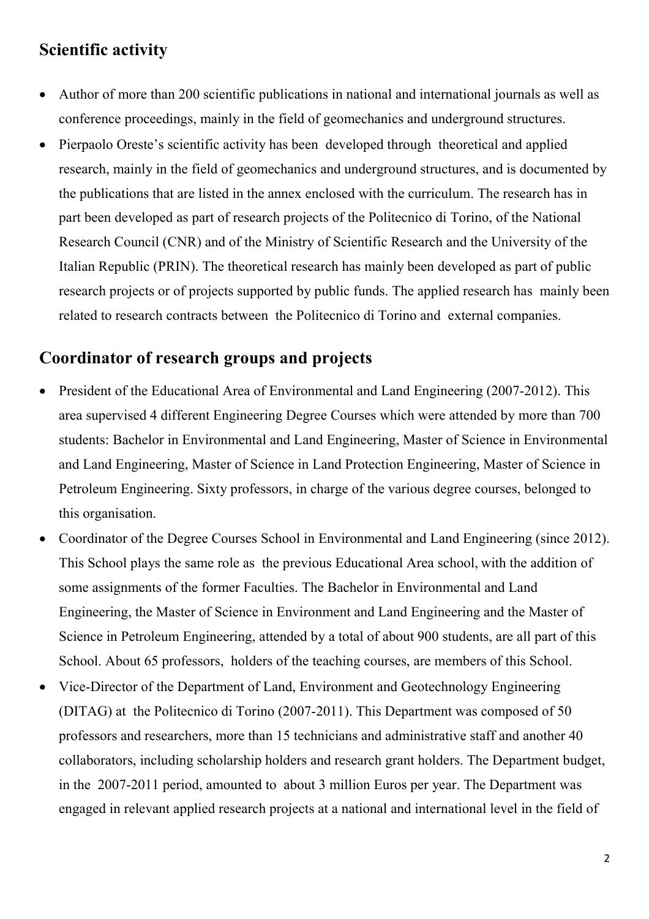## Scientific activity

- Author of more than 200 scientific publications in national and international journals as well as conference proceedings, mainly in the field of geomechanics and underground structures.
- Pierpaolo Oreste's scientific activity has been developed through theoretical and applied research, mainly in the field of geomechanics and underground structures, and is documented by the publications that are listed in the annex enclosed with the curriculum. The research has in part been developed as part of research projects of the Politecnico di Torino, of the National Research Council (CNR) and of the Ministry of Scientific Research and the University of the Italian Republic (PRIN). The theoretical research has mainly been developed as part of public research projects or of projects supported by public funds. The applied research has mainly been related to research contracts between the Politecnico di Torino and external companies.

## Coordinator of research groups and projects

- President of the Educational Area of Environmental and Land Engineering (2007-2012). This area supervised 4 different Engineering Degree Courses which were attended by more than 700 students: Bachelor in Environmental and Land Engineering, Master of Science in Environmental and Land Engineering, Master of Science in Land Protection Engineering, Master of Science in Petroleum Engineering. Sixty professors, in charge of the various degree courses, belonged to this organisation.
- Coordinator of the Degree Courses School in Environmental and Land Engineering (since 2012). This School plays the same role as the previous Educational Area school, with the addition of some assignments of the former Faculties. The Bachelor in Environmental and Land Engineering, the Master of Science in Environment and Land Engineering and the Master of Science in Petroleum Engineering, attended by a total of about 900 students, are all part of this School. About 65 professors, holders of the teaching courses, are members of this School.
- Vice-Director of the Department of Land, Environment and Geotechnology Engineering (DITAG) at the Politecnico di Torino (2007-2011). This Department was composed of 50 professors and researchers, more than 15 technicians and administrative staff and another 40 collaborators, including scholarship holders and research grant holders. The Department budget, in the 2007-2011 period, amounted to about 3 million Euros per year. The Department was engaged in relevant applied research projects at a national and international level in the field of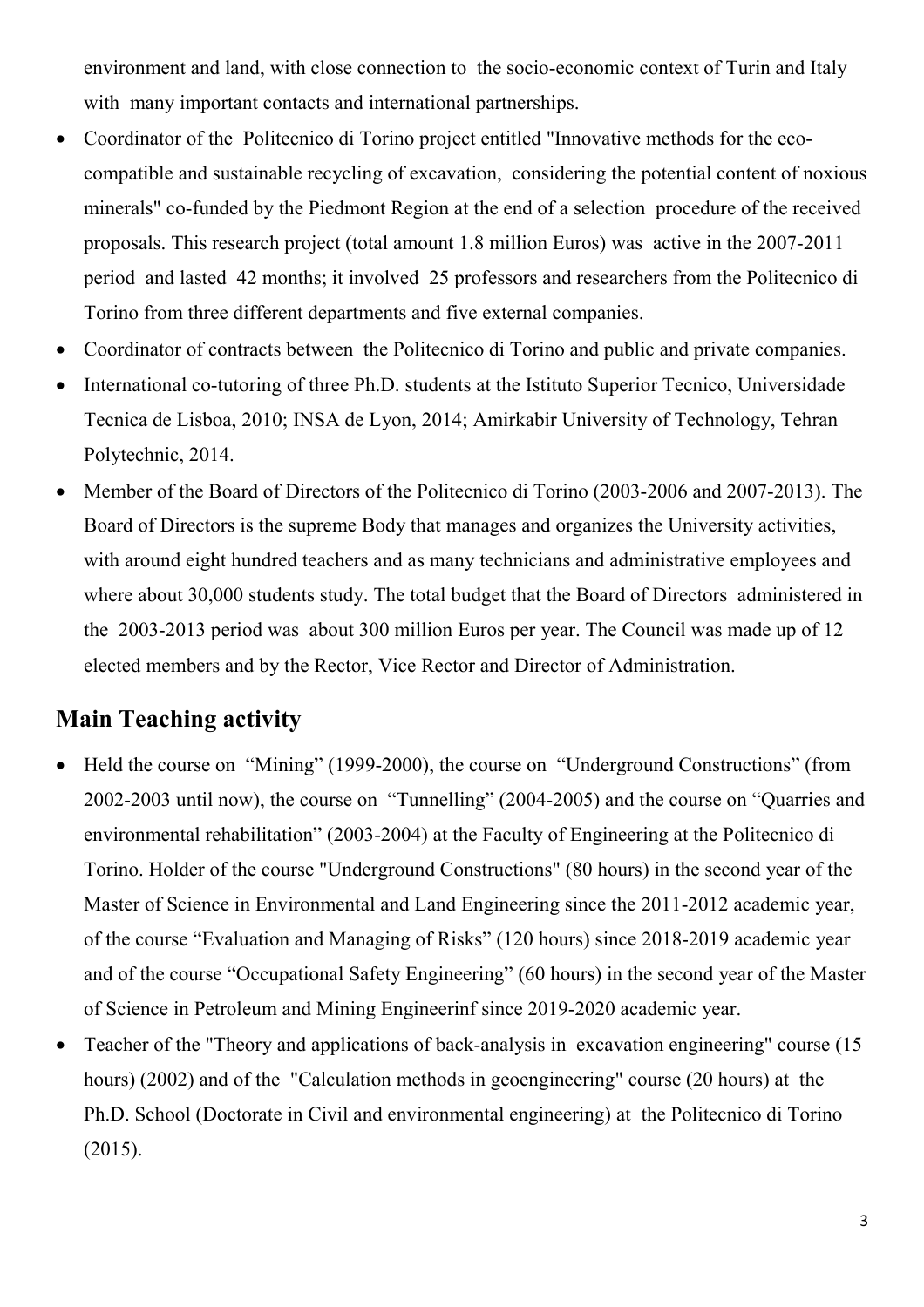environment and land, with close connection to the socio-economic context of Turin and Italy with many important contacts and international partnerships.

- Coordinator of the Politecnico di Torino project entitled "Innovative methods for the eco-compatible and sustainable recycling of excavation, considering the potential content of noxious minerals" co-funded by the Piedmont Region at the end of a selection procedure of the received proposals. This research project (total amount 1.8 million Euros) was active in the 2007-2011 period and lasted 42 months; it involved 25 professors and researchers from the Politecnico di Torino from three different departments and five external companies.
- Coordinator of contracts between the Politecnico di Torino and public and private companies.
- International co-tutoring of three Ph.D. students at the Istituto Superior Tecnico, Universidade Tecnica de Lisboa, 2010; INSA de Lyon, 2014; Amirkabir University of Technology, Tehran Polytechnic, 2014.
- Member of the Board of Directors of the Politecnico di Torino (2003-2006 and 2007-2013). The Board of Directors is the supreme Body that manages and organizes the University activities, with around eight hundred teachers and as many technicians and administrative employees and where about 30,000 students study. The total budget that the Board of Directors administered in the 2003-2013 period was about 300 million Euros per year. The Council was made up of 12 elected members and by the Rector, Vice Rector and Director of Administration.

## Main Teaching activity

- Held the course on "Mining" (1999-2000), the course on "Underground Constructions" (from 2002-2003 until now), the course on "Tunnelling" (2004-2005) and the course on "Quarries and environmental rehabilitation" (2003-2004) at the Faculty of Engineering at the Politecnico di Torino. Holder of the course "Underground Constructions" (80 hours) in the second year of the Master of Science in Environmental and Land Engineering since the 2011-2012 academic year, of the course "Evaluation and Managing of Risks" (120 hours) since 2018-2019 academic year and of the course "Occupational Safety Engineering" (60 hours) in the second year of the Master of Science in Petroleum and Mining Engineerinf since 2019-2020 academic year.
- Teacher of the "Theory and applications of back-analysis in excavation engineering" course (15 hours) (2002) and of the "Calculation methods in geoengineering" course (20 hours) at the Ph.D. School (Doctorate in Civil and environmental engineering) at the Politecnico di Torino (2015).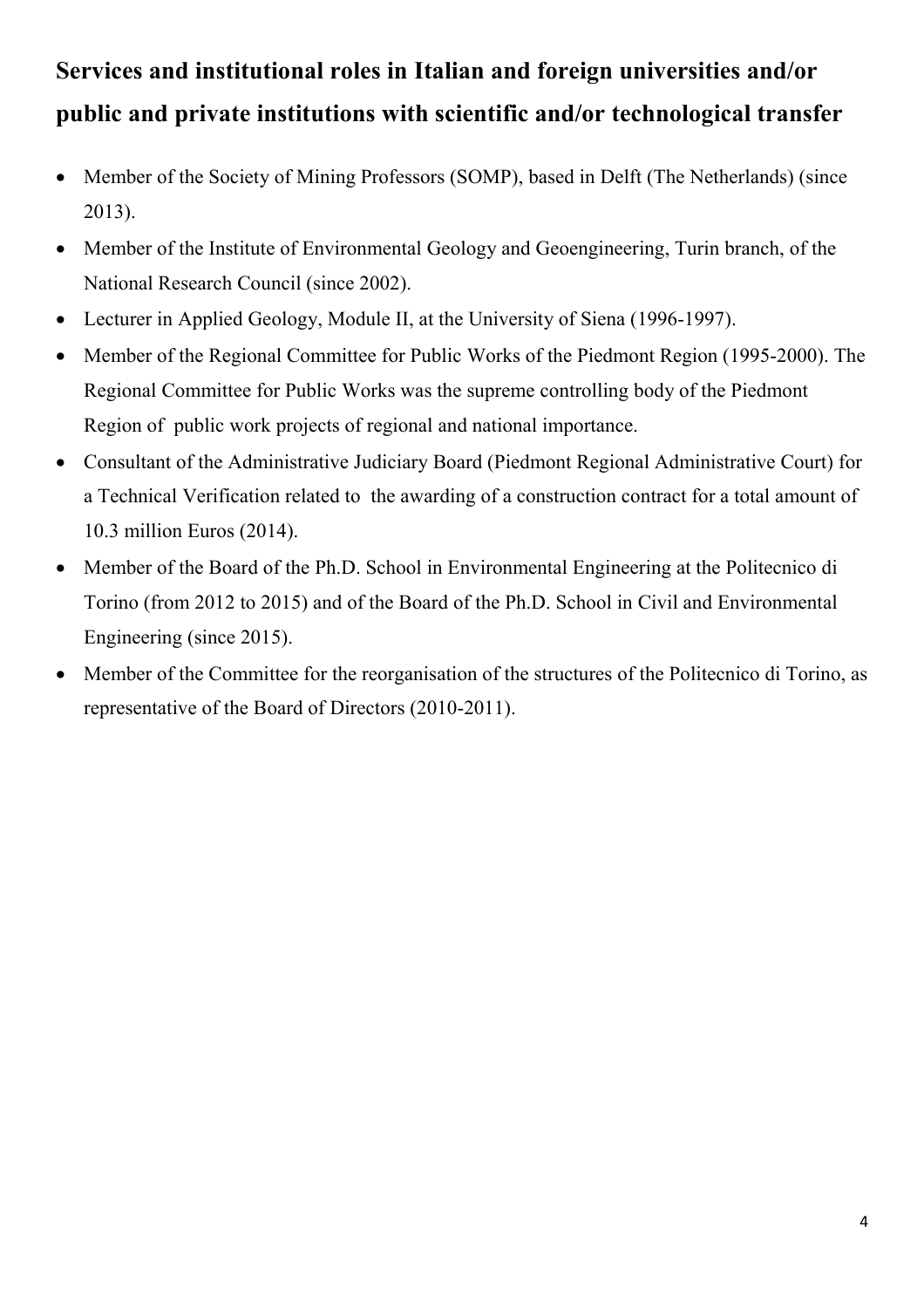## Services and institutional roles in Italian and foreign universities and/or public and private institutions with scientific and/or technological transfer

- Member of the Society of Mining Professors (SOMP), based in Delft (The Netherlands) (since 2013).
- Member of the Institute of Environmental Geology and Geoengineering, Turin branch, of the National Research Council (since 2002).
- Lecturer in Applied Geology, Module II, at the University of Siena (1996-1997).
- Member of the Regional Committee for Public Works of the Piedmont Region (1995-2000). The Regional Committee for Public Works was the supreme controlling body of the Piedmont Region of public work projects of regional and national importance.
- Consultant of the Administrative Judiciary Board (Piedmont Regional Administrative Court) for a Technical Verification related to the awarding of a construction contract for a total amount of 10.3 million Euros (2014).
- Member of the Board of the Ph.D. School in Environmental Engineering at the Politecnico di Torino (from 2012 to 2015) and of the Board of the Ph.D. School in Civil and Environmental Engineering (since 2015).
- Member of the Committee for the reorganisation of the structures of the Politecnico di Torino, as representative of the Board of Directors (2010-2011).